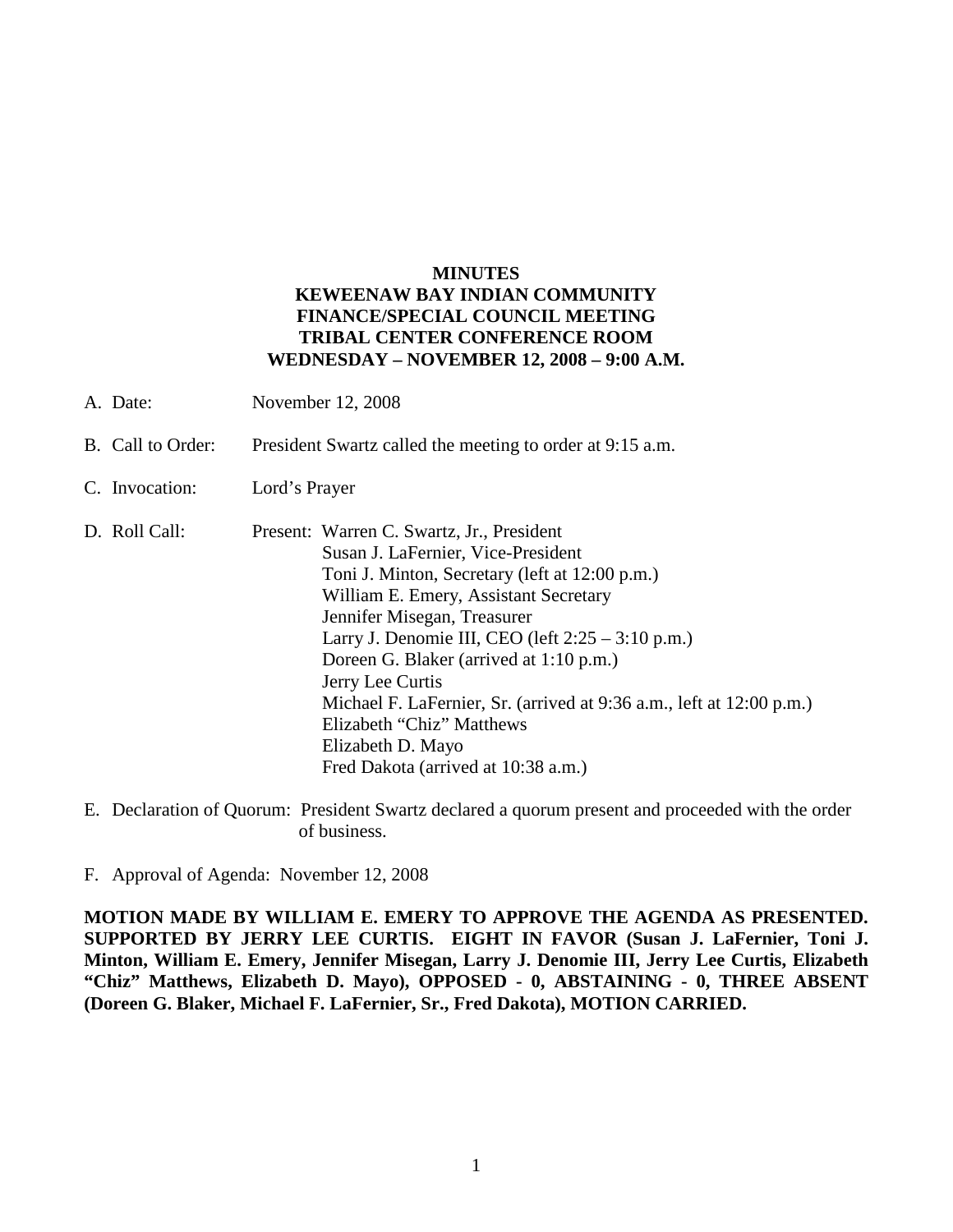# MINUTES
## KEWEENAW BAY INDIAN COMMUNITY
## FINANCE/SPECIAL COUNCIL MEETING
## TRIBAL CENTER CONFERENCE ROOM
## WEDNESDAY – NOVEMBER 12, 2008 – 9:00 A.M.

A. Date: November 12, 2008

B. Call to Order: President Swartz called the meeting to order at 9:15 a.m.

C. Invocation: Lord's Prayer

D. Roll Call: Present:
- Warren C. Swartz, Jr., President
- Susan J. LaFernier, Vice-President
- Toni J. Minton, Secretary (left at 12:00 p.m.)
- William E. Emery, Assistant Secretary
- Jennifer Misegan, Treasurer
- Larry J. Denomie III, CEO (left 2:25 – 3:10 p.m.)
- Doreen G. Blaker (arrived at 1:10 p.m.)
- Jerry Lee Curtis
- Michael F. LaFernier, Sr. (arrived at 9:36 a.m., left at 12:00 p.m.)
- Elizabeth "Chiz" Matthews
- Elizabeth D. Mayo
- Fred Dakota (arrived at 10:38 a.m.)

E. Declaration of Quorum: President Swartz declared a quorum present and proceeded with the order of business.

F. Approval of Agenda: November 12, 2008

**MOTION MADE BY WILLIAM E. EMERY TO APPROVE THE AGENDA AS PRESENTED. SUPPORTED BY JERRY LEE CURTIS. EIGHT IN FAVOR (Susan J. LaFernier, Toni J. Minton, William E. Emery, Jennifer Misegan, Larry J. Denomie III, Jerry Lee Curtis, Elizabeth "Chiz" Matthews, Elizabeth D. Mayo), OPPOSED - 0, ABSTAINING - 0, THREE ABSENT (Doreen G. Blaker, Michael F. LaFernier, Sr., Fred Dakota), MOTION CARRIED.**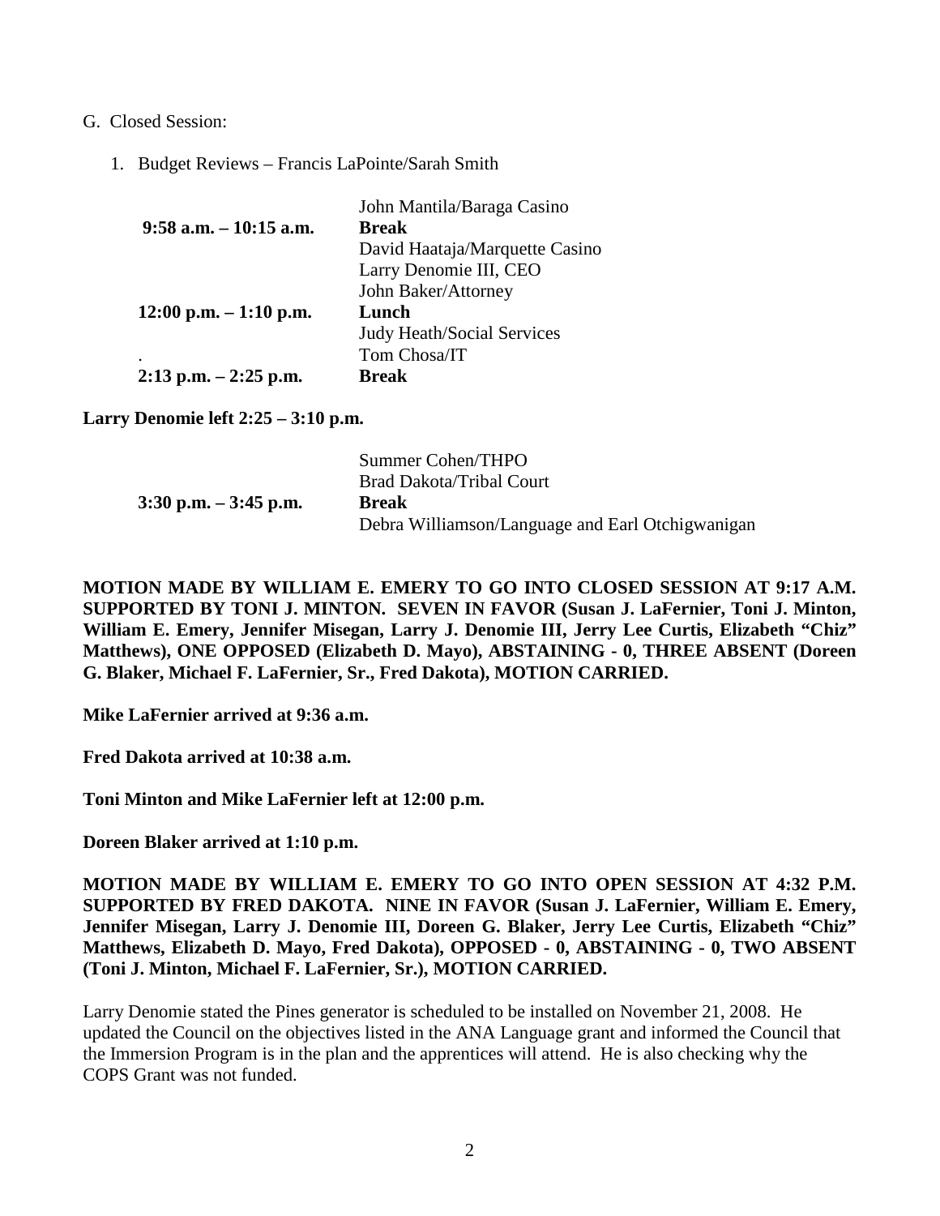G. Closed Session:

1. Budget Reviews – Francis LaPointe/Sarah Smith

| | |
|---|---|
| | John Mantila/Baraga Casino |
| **9:58 a.m. – 10:15 a.m.** | **Break** |
| | David Haataja/Marquette Casino |
| | Larry Denomie III, CEO |
| | John Baker/Attorney |
| **12:00 p.m. – 1:10 p.m.** | **Lunch** |
| | Judy Heath/Social Services |
| . | Tom Chosa/IT |
| **2:13 p.m. – 2:25 p.m.** | **Break** |

**Larry Denomie left 2:25 – 3:10 p.m.**

| | |
|---|---|
| | Summer Cohen/THPO |
| | Brad Dakota/Tribal Court |
| **3:30 p.m. – 3:45 p.m.** | **Break** |
| | Debra Williamson/Language and Earl Otchigwanigan |

**MOTION MADE BY WILLIAM E. EMERY TO GO INTO CLOSED SESSION AT 9:17 A.M. SUPPORTED BY TONI J. MINTON. SEVEN IN FAVOR (Susan J. LaFernier, Toni J. Minton, William E. Emery, Jennifer Misegan, Larry J. Denomie III, Jerry Lee Curtis, Elizabeth "Chiz" Matthews), ONE OPPOSED (Elizabeth D. Mayo), ABSTAINING - 0, THREE ABSENT (Doreen G. Blaker, Michael F. LaFernier, Sr., Fred Dakota), MOTION CARRIED.**

**Mike LaFernier arrived at 9:36 a.m.**

**Fred Dakota arrived at 10:38 a.m.**

**Toni Minton and Mike LaFernier left at 12:00 p.m.**

**Doreen Blaker arrived at 1:10 p.m.**

**MOTION MADE BY WILLIAM E. EMERY TO GO INTO OPEN SESSION AT 4:32 P.M. SUPPORTED BY FRED DAKOTA. NINE IN FAVOR (Susan J. LaFernier, William E. Emery, Jennifer Misegan, Larry J. Denomie III, Doreen G. Blaker, Jerry Lee Curtis, Elizabeth "Chiz" Matthews, Elizabeth D. Mayo, Fred Dakota), OPPOSED - 0, ABSTAINING - 0, TWO ABSENT (Toni J. Minton, Michael F. LaFernier, Sr.), MOTION CARRIED.**

Larry Denomie stated the Pines generator is scheduled to be installed on November 21, 2008. He updated the Council on the objectives listed in the ANA Language grant and informed the Council that the Immersion Program is in the plan and the apprentices will attend. He is also checking why the COPS Grant was not funded.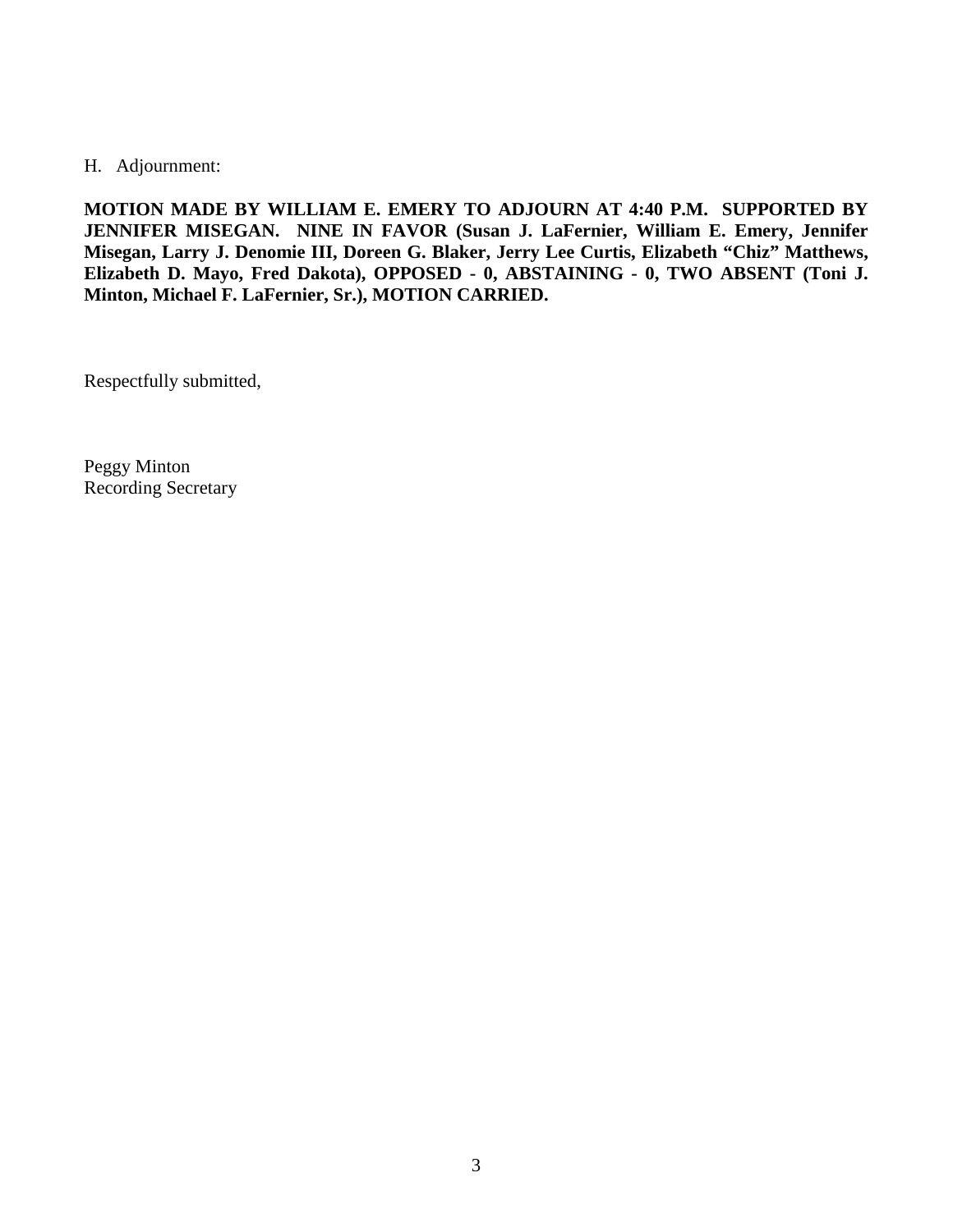H. Adjournment:

**MOTION MADE BY WILLIAM E. EMERY TO ADJOURN AT 4:40 P.M. SUPPORTED BY JENNIFER MISEGAN. NINE IN FAVOR (Susan J. LaFernier, William E. Emery, Jennifer Misegan, Larry J. Denomie III, Doreen G. Blaker, Jerry Lee Curtis, Elizabeth "Chiz" Matthews, Elizabeth D. Mayo, Fred Dakota), OPPOSED - 0, ABSTAINING - 0, TWO ABSENT (Toni J. Minton, Michael F. LaFernier, Sr.), MOTION CARRIED.**

Respectfully submitted,

Peggy Minton
Recording Secretary